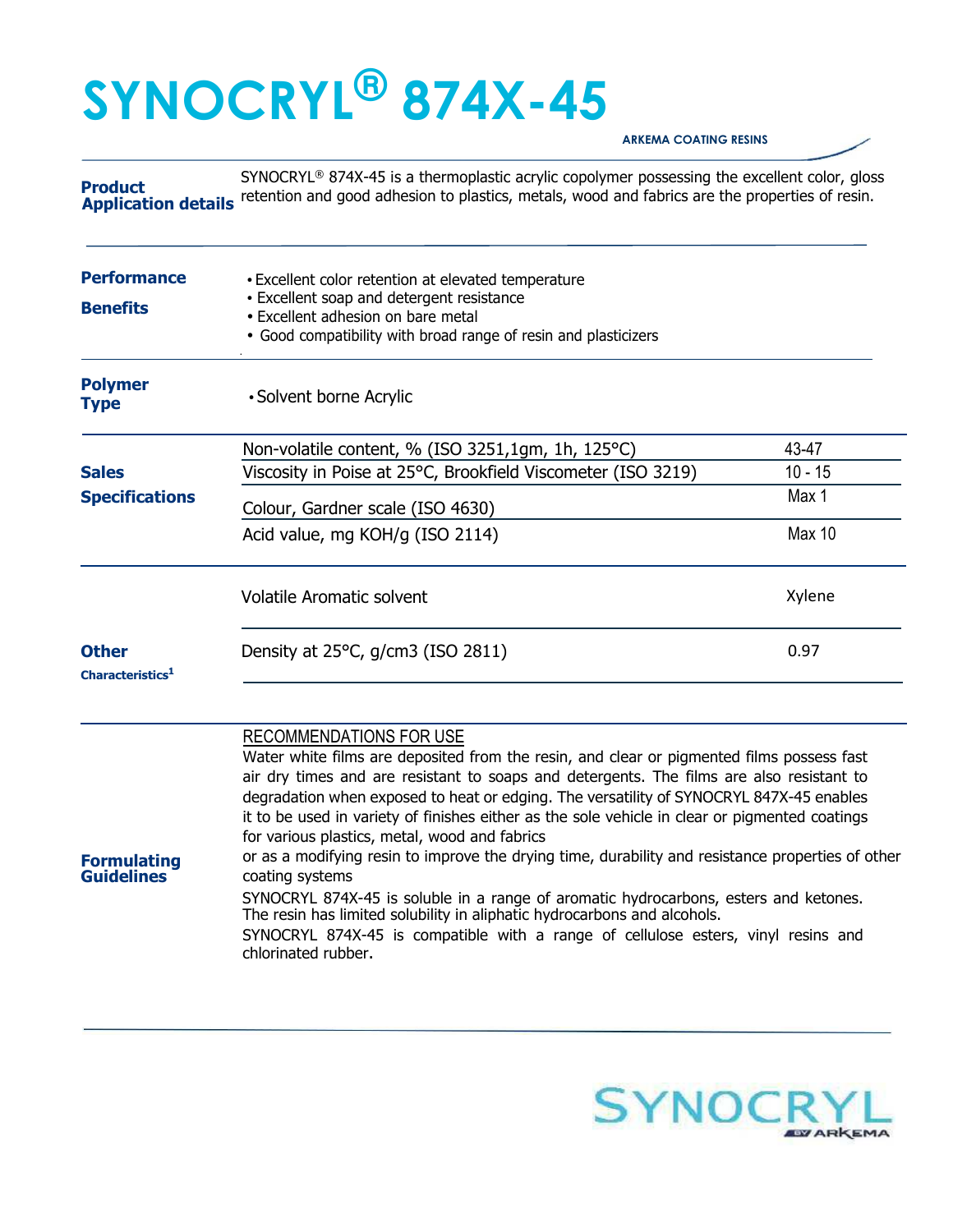# SYNOCRYL® 874X-45

ARKEMA COATING RESINS

**Product Application details**

SYNOCRYL® 874X-45 is a thermoplastic acrylic copolymer possessing the excellent color, gloss retention and good adhesion to plastics, metals, wood and fabrics are the properties of resin.

**Performance Benefits**

- Excellent color retention at elevated temperature
- Excellent soap and detergent resistance
- Excellent adhesion on bare metal
- Good compatibility with broad range of resin and plasticizers

**Polymer Type**

- Solvent borne Acrylic

**Sales Specifications**

| Property | Value |
|---|---|
| Non-volatile content, % (ISO 3251,1gm, 1h, 125°C) | 43-47 |
| Viscosity in Poise at 25°C, Brookfield Viscometer (ISO 3219) | 10 - 15 |
| Colour, Gardner scale (ISO 4630) | Max 1 |
| Acid value, mg KOH/g (ISO 2114) | Max 10 |

**Other Characteristics[1]**

| Property | Value |
|---|---|
| Volatile Aromatic solvent | Xylene |
| Density at 25°C, g/cm3 (ISO 2811) | 0.97 |

**Formulating Guidelines**

RECOMMENDATIONS FOR USE

Water white films are deposited from the resin, and clear or pigmented films possess fast air dry times and are resistant to soaps and detergents. The films are also resistant to degradation when exposed to heat or edging. The versatility of SYNOCRYL 847X-45 enables it to be used in variety of finishes either as the sole vehicle in clear or pigmented coatings for various plastics, metal, wood and fabrics or as a modifying resin to improve the drying time, durability and resistance properties of other coating systems

SYNOCRYL 874X-45 is soluble in a range of aromatic hydrocarbons, esters and ketones. The resin has limited solubility in aliphatic hydrocarbons and alcohols.

SYNOCRYL 874X-45 is compatible with a range of cellulose esters, vinyl resins and chlorinated rubber.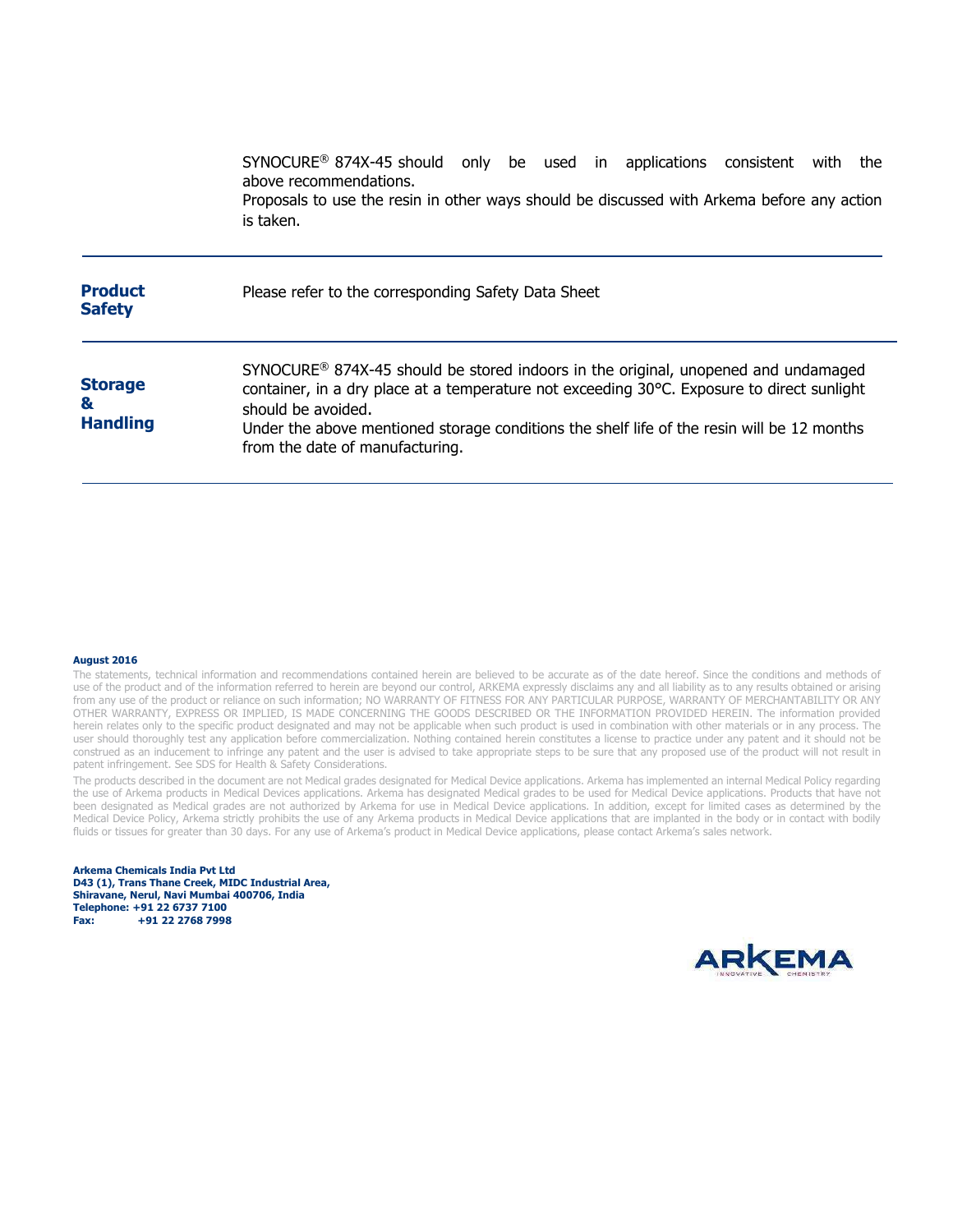SYNOCURE® 874X-45 should only be used in applications consistent with the above recommendations.
Proposals to use the resin in other ways should be discussed with Arkema before any action is taken.

---

**Product Safety**

Please refer to the corresponding Safety Data Sheet

---

**Storage & Handling**

SYNOCURE® 874X-45 should be stored indoors in the original, unopened and undamaged container, in a dry place at a temperature not exceeding 30°C. Exposure to direct sunlight should be avoided.
Under the above mentioned storage conditions the shelf life of the resin will be 12 months from the date of manufacturing.

---

**August 2016**

The statements, technical information and recommendations contained herein are believed to be accurate as of the date hereof. Since the conditions and methods of use of the product and of the information referred to herein are beyond our control, ARKEMA expressly disclaims any and all liability as to any results obtained or arising from any use of the product or reliance on such information; NO WARRANTY OF FITNESS FOR ANY PARTICULAR PURPOSE, WARRANTY OF MERCHANTABILITY OR ANY OTHER WARRANTY, EXPRESS OR IMPLIED, IS MADE CONCERNING THE GOODS DESCRIBED OR THE INFORMATION PROVIDED HEREIN. The information provided herein relates only to the specific product designated and may not be applicable when such product is used in combination with other materials or in any process. The user should thoroughly test any application before commercialization. Nothing contained herein constitutes a license to practice under any patent and it should not be construed as an inducement to infringe any patent and the user is advised to take appropriate steps to be sure that any proposed use of the product will not result in patent infringement. See SDS for Health & Safety Considerations.

The products described in the document are not Medical grades designated for Medical Device applications. Arkema has implemented an internal Medical Policy regarding the use of Arkema products in Medical Devices applications. Arkema has designated Medical grades to be used for Medical Device applications. Products that have not been designated as Medical grades are not authorized by Arkema for use in Medical Device applications. In addition, except for limited cases as determined by the Medical Device Policy, Arkema strictly prohibits the use of any Arkema products in Medical Device applications that are implanted in the body or in contact with bodily fluids or tissues for greater than 30 days. For any use of Arkema's product in Medical Device applications, please contact Arkema's sales network.

**Arkema Chemicals India Pvt Ltd**
**D43 (1), Trans Thane Creek, MIDC Industrial Area,**
**Shiravane, Nerul, Navi Mumbai 400706, India**
**Telephone: +91 22 6737 7100**
**Fax: +91 22 2768 7998**

ARKEMA
INNOVATIVE CHEMISTRY